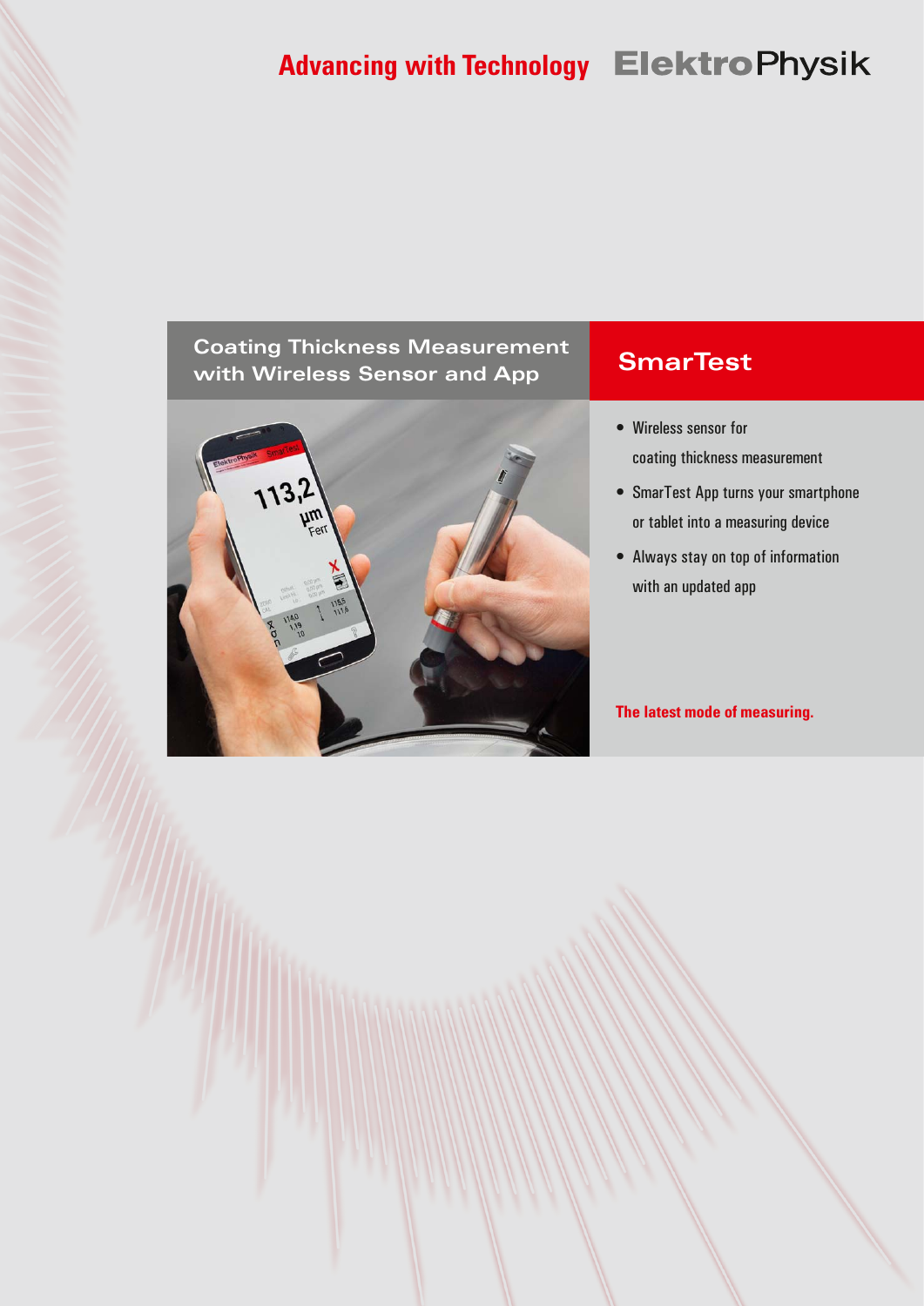Advancing with Technology **ElektroPhysik**

## Coating Thickness Measurement with Wireless Sensor and App

# SmarTest

- Wireless sensor for coating thickness measurement
- SmarTest App turns your smartphone or tablet into a measuring device
- Always stay on top of information with an updated app

**The latest mode of measuring.**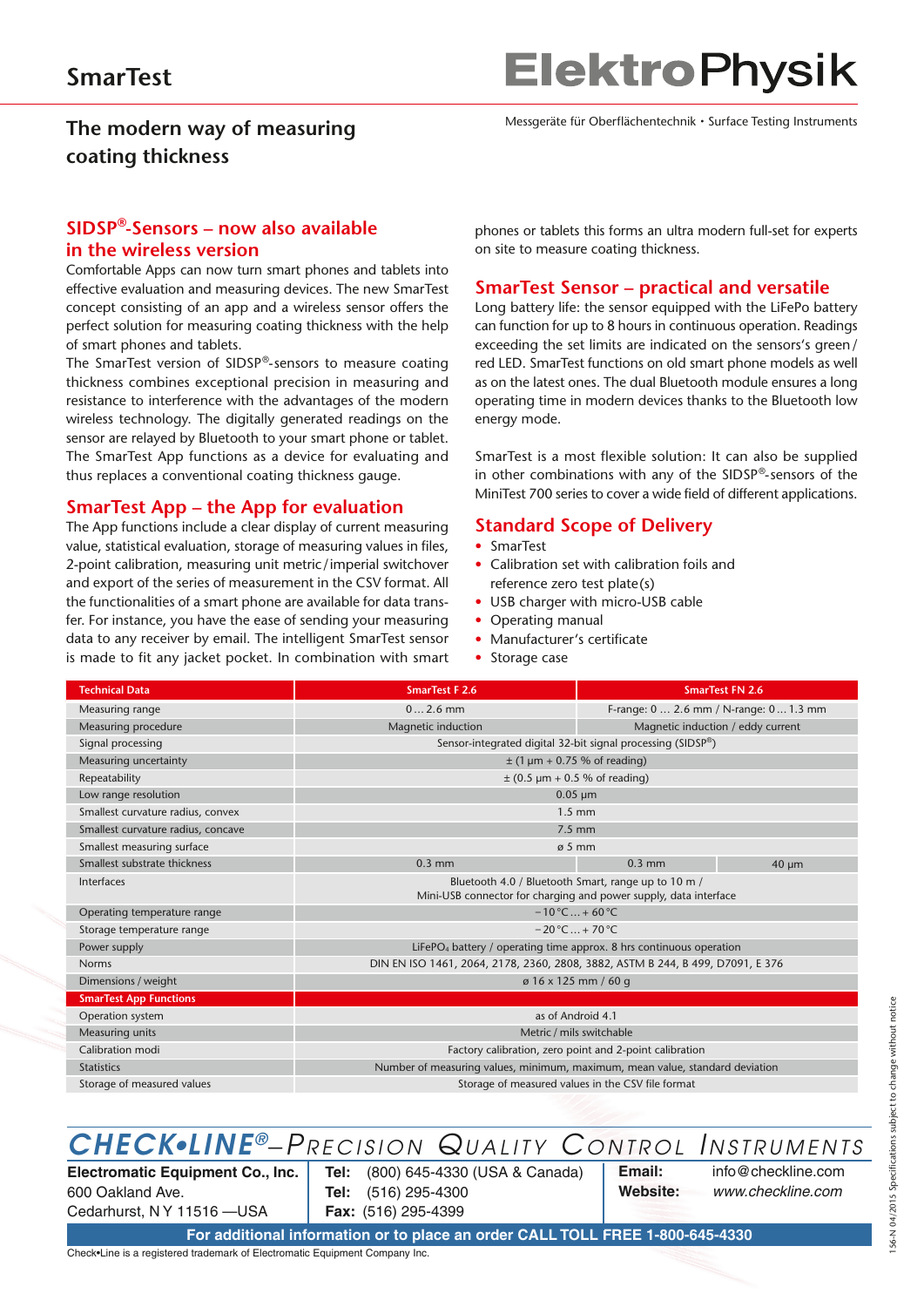# SmarTest

**ElektroPhysik**

Messgeräte für Oberflächentechnik • Surface Testing Instruments

## The modern way of measuring coating thickness

### SIDSP®-Sensors – now also available in the wireless version

Comfortable Apps can now turn smart phones and tablets into effective evaluation and measuring devices. The new SmarTest concept consisting of an app and a wireless sensor offers the perfect solution for measuring coating thickness with the help of smart phones and tablets.
The SmarTest version of SIDSP®-sensors to measure coating thickness combines exceptional precision in measuring and resistance to interference with the advantages of the modern wireless technology. The digitally generated readings on the sensor are relayed by Bluetooth to your smart phone or tablet. The SmarTest App functions as a device for evaluating and thus replaces a conventional coating thickness gauge.

### SmarTest App – the App for evaluation

The App functions include a clear display of current measuring value, statistical evaluation, storage of measuring values in files, 2-point calibration, measuring unit metric/imperial switchover and export of the series of measurement in the CSV format. All the functionalities of a smart phone are available for data transfer. For instance, you have the ease of sending your measuring data to any receiver by email. The intelligent SmarTest sensor is made to fit any jacket pocket. In combination with smart phones or tablets this forms an ultra modern full-set for experts on site to measure coating thickness.

### SmarTest Sensor – practical and versatile

Long battery life: the sensor equipped with the LiFePo battery can function for up to 8 hours in continuous operation. Readings exceeding the set limits are indicated on the sensor's green/red LED. SmarTest functions on old smart phone models as well as on the latest ones. The dual Bluetooth module ensures a long operating time in modern devices thanks to the Bluetooth low energy mode.

SmarTest is a most flexible solution: It can also be supplied in other combinations with any of the SIDSP®-sensors of the MiniTest 700 series to cover a wide field of different applications.

### Standard Scope of Delivery

- SmarTest
- Calibration set with calibration foils and reference zero test plate(s)
- USB charger with micro-USB cable
- Operating manual
- Manufacturer's certificate
- Storage case

| Technical Data | SmarTest F 2.6 | SmarTest FN 2.6 | |
|---|---|---|---|
| Measuring range | 0 ... 2.6 mm | F-range: 0 ... 2.6 mm / N-range: 0 ... 1.3 mm | |
| Measuring procedure | Magnetic induction | Magnetic induction / eddy current | |
| Signal processing | Sensor-integrated digital 32-bit signal processing (SIDSP®) | | |
| Measuring uncertainty | ± (1 µm + 0.75 % of reading) | | |
| Repeatability | ± (0.5 µm + 0.5 % of reading) | | |
| Low range resolution | 0.05 µm | | |
| Smallest curvature radius, convex | 1.5 mm | | |
| Smallest curvature radius, concave | 7.5 mm | | |
| Smallest measuring surface | ø 5 mm | | |
| Smallest substrate thickness | 0.3 mm | 0.3 mm | 40 µm |
| Interfaces | Bluetooth 4.0 / Bluetooth Smart, range up to 10 m / Mini-USB connector for charging and power supply, data interface | | |
| Operating temperature range | −10 °C ... + 60 °C | | |
| Storage temperature range | −20 °C ... + 70 °C | | |
| Power supply | $LiFePO_4$ battery / operating time approx. 8 hrs continuous operation | | |
| Norms | DIN EN ISO 1461, 2064, 2178, 2360, 2808, 3882, ASTM B 244, B 499, D7091, E 376 | | |
| Dimensions / weight | ø 16 x 125 mm / 60 g | | |
| **SmarTest App Functions** | | | |
| Operation system | as of Android 4.1 | | |
| Measuring units | Metric / mils switchable | | |
| Calibration modi | Factory calibration, zero point and 2-point calibration | | |
| Statistics | Number of measuring values, minimum, maximum, mean value, standard deviation | | |
| Storage of measured values | Storage of measured values in the CSV file format | | |

**CHECK•LINE®**–PRECISION QUALITY CONTROL INSTRUMENTS

**Electromatic Equipment Co., Inc.**
600 Oakland Ave.
Cedarhurst, N Y 11516 —USA

**Tel:** (800) 645-4330 (USA & Canada)
**Tel:** (516) 295-4300
**Fax:** (516) 295-4399

**Email:** info@checkline.com
**Website:** www.checkline.com

**For additional information or to place an order CALL TOLL FREE 1-800-645-4330**

Check•Line is a registered trademark of Electromatic Equipment Company Inc.

156-N 04/2015 Specifications subject to change without notice